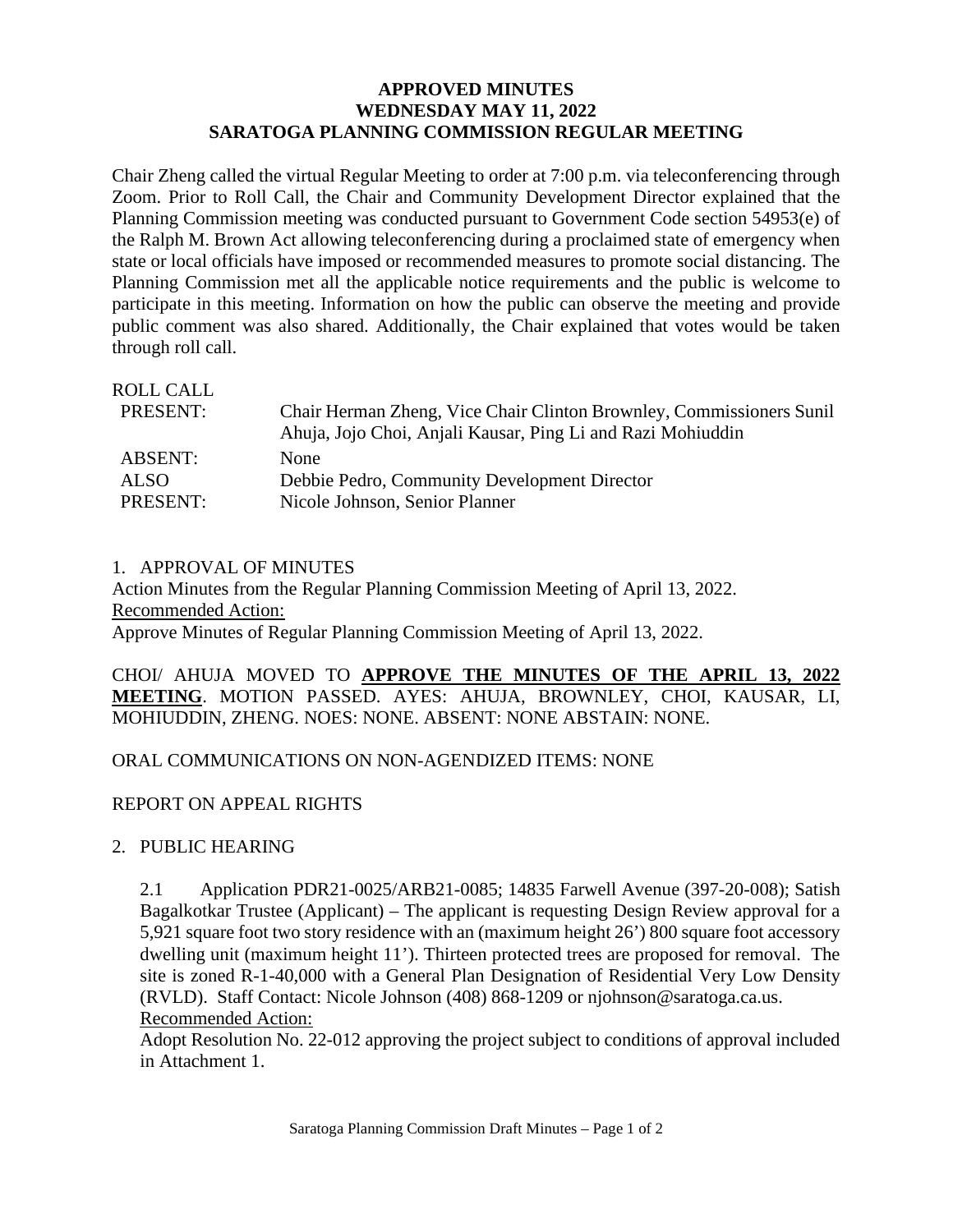# APPROVED MINUTES
## WEDNESDAY MAY 11, 2022
## SARATOGA PLANNING COMMISSION REGULAR MEETING

Chair Zheng called the virtual Regular Meeting to order at 7:00 p.m. via teleconferencing through Zoom. Prior to Roll Call, the Chair and Community Development Director explained that the Planning Commission meeting was conducted pursuant to Government Code section 54953(e) of the Ralph M. Brown Act allowing teleconferencing during a proclaimed state of emergency when state or local officials have imposed or recommended measures to promote social distancing. The Planning Commission met all the applicable notice requirements and the public is welcome to participate in this meeting. Information on how the public can observe the meeting and provide public comment was also shared. Additionally, the Chair explained that votes would be taken through roll call.

ROLL CALL

| | |
|---|---|
| PRESENT: | Chair Herman Zheng, Vice Chair Clinton Brownley, Commissioners Sunil Ahuja, Jojo Choi, Anjali Kausar, Ping Li and Razi Mohiuddin |
| ABSENT: | None |
| ALSO PRESENT: | Debbie Pedro, Community Development Director<br>Nicole Johnson, Senior Planner |

1. APPROVAL OF MINUTES

Action Minutes from the Regular Planning Commission Meeting of April 13, 2022.

Recommended Action:

Approve Minutes of Regular Planning Commission Meeting of April 13, 2022.

CHOI/ AHUJA MOVED TO **APPROVE THE MINUTES OF THE APRIL 13, 2022 MEETING**. MOTION PASSED. AYES: AHUJA, BROWNLEY, CHOI, KAUSAR, LI, MOHIUDDIN, ZHENG. NOES: NONE. ABSENT: NONE ABSTAIN: NONE.

ORAL COMMUNICATIONS ON NON-AGENDIZED ITEMS: NONE

REPORT ON APPEAL RIGHTS

2. PUBLIC HEARING

2.1 Application PDR21-0025/ARB21-0085; 14835 Farwell Avenue (397-20-008); Satish Bagalkotkar Trustee (Applicant) – The applicant is requesting Design Review approval for a 5,921 square foot two story residence with an (maximum height 26') 800 square foot accessory dwelling unit (maximum height 11'). Thirteen protected trees are proposed for removal. The site is zoned R-1-40,000 with a General Plan Designation of Residential Very Low Density (RVLD). Staff Contact: Nicole Johnson (408) 868-1209 or njohnson@saratoga.ca.us.

Recommended Action:

Adopt Resolution No. 22-012 approving the project subject to conditions of approval included in Attachment 1.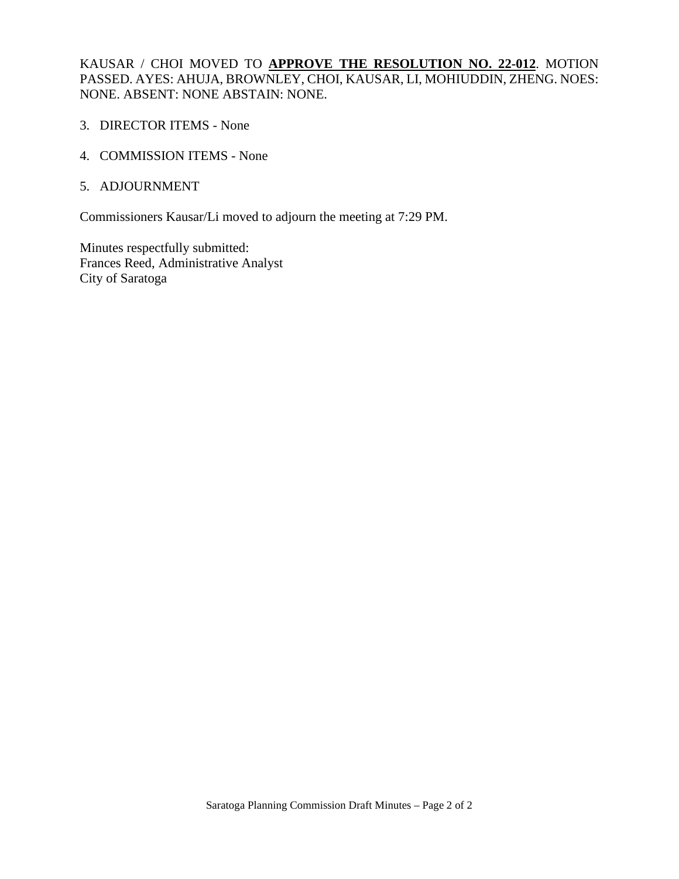KAUSAR / CHOI MOVED TO **APPROVE THE RESOLUTION NO. 22-012**. MOTION PASSED. AYES: AHUJA, BROWNLEY, CHOI, KAUSAR, LI, MOHIUDDIN, ZHENG. NOES: NONE. ABSENT: NONE ABSTAIN: NONE.

3. DIRECTOR ITEMS - None

4. COMMISSION ITEMS - None

5. ADJOURNMENT

Commissioners Kausar/Li moved to adjourn the meeting at 7:29 PM.

Minutes respectfully submitted:
Frances Reed, Administrative Analyst
City of Saratoga